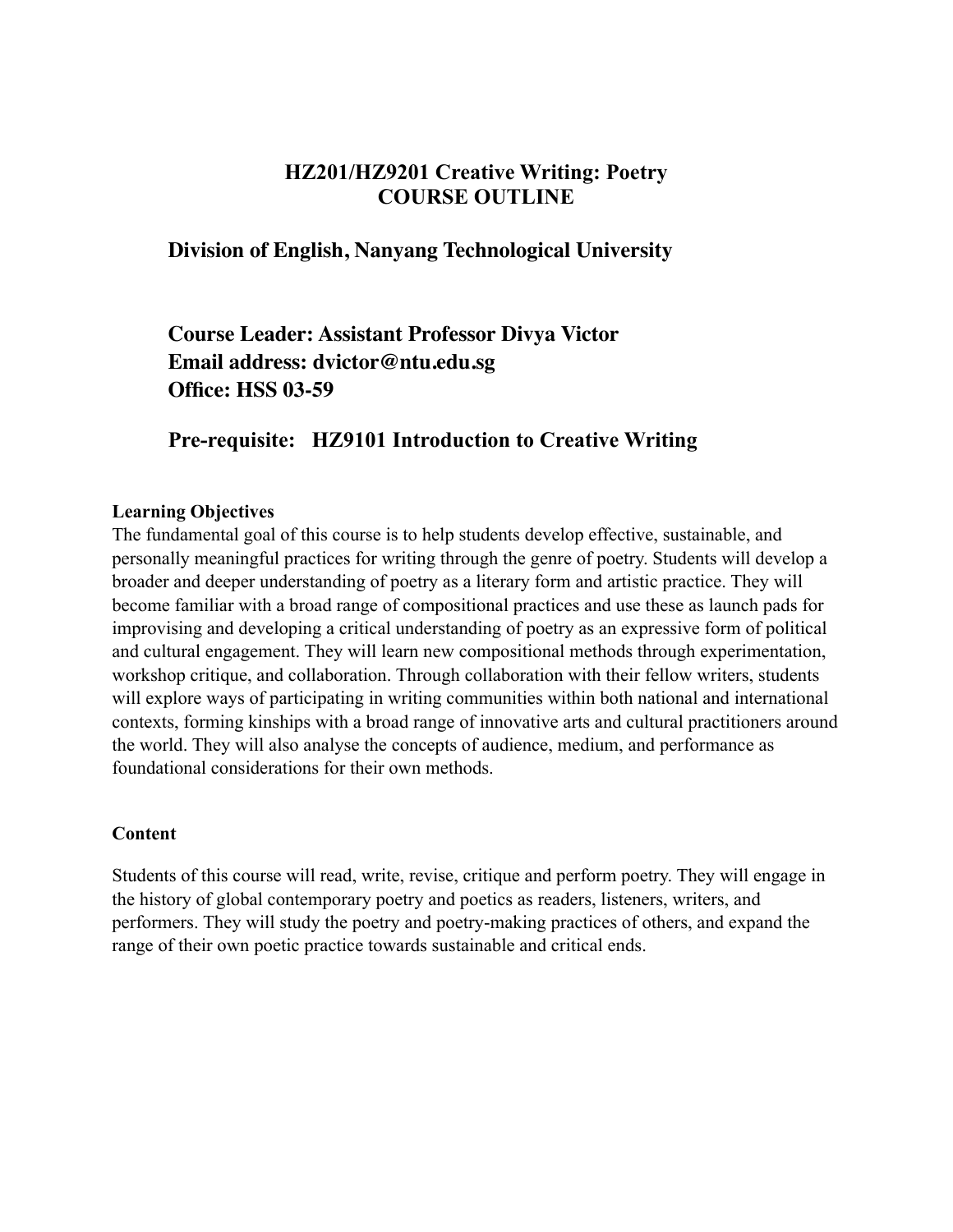# HZ201/HZ9201 Creative Writing: Poetry
# COURSE OUTLINE

## Division of English, Nanyang Technological University

**Course Leader: Assistant Professor Divya Victor**
**Email address: dvictor@ntu.edu.sg**
**Office: HSS 03-59**

**Pre-requisite: HZ9101 Introduction to Creative Writing**

### Learning Objectives

The fundamental goal of this course is to help students develop effective, sustainable, and personally meaningful practices for writing through the genre of poetry. Students will develop a broader and deeper understanding of poetry as a literary form and artistic practice. They will become familiar with a broad range of compositional practices and use these as launch pads for improvising and developing a critical understanding of poetry as an expressive form of political and cultural engagement. They will learn new compositional methods through experimentation, workshop critique, and collaboration. Through collaboration with their fellow writers, students will explore ways of participating in writing communities within both national and international contexts, forming kinships with a broad range of innovative arts and cultural practitioners around the world. They will also analyse the concepts of audience, medium, and performance as foundational considerations for their own methods.

### Content

Students of this course will read, write, revise, critique and perform poetry. They will engage in the history of global contemporary poetry and poetics as readers, listeners, writers, and performers. They will study the poetry and poetry-making practices of others, and expand the range of their own poetic practice towards sustainable and critical ends.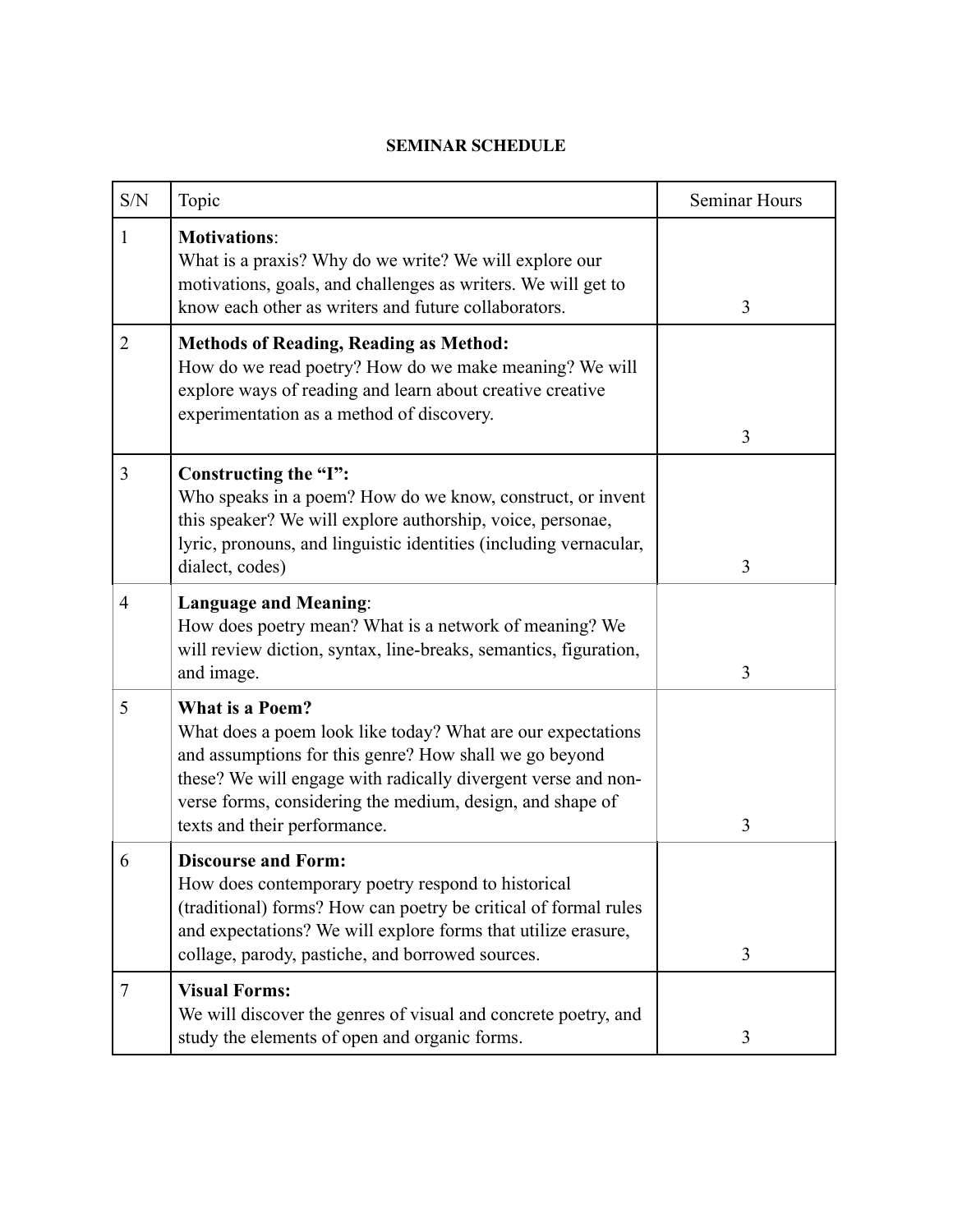**SEMINAR SCHEDULE**

| S/N | Topic | Seminar Hours |
|---|---|---|
| 1 | **Motivations**: What is a praxis? Why do we write? We will explore our motivations, goals, and challenges as writers. We will get to know each other as writers and future collaborators. | 3 |
| 2 | **Methods of Reading, Reading as Method:** How do we read poetry? How do we make meaning? We will explore ways of reading and learn about creative creative experimentation as a method of discovery. | 3 |
| 3 | **Constructing the "I":** Who speaks in a poem? How do we know, construct, or invent this speaker? We will explore authorship, voice, personae, lyric, pronouns, and linguistic identities (including vernacular, dialect, codes) | 3 |
| 4 | **Language and Meaning**: How does poetry mean? What is a network of meaning? We will review diction, syntax, line-breaks, semantics, figuration, and image. | 3 |
| 5 | **What is a Poem?** What does a poem look like today? What are our expectations and assumptions for this genre? How shall we go beyond these? We will engage with radically divergent verse and non-verse forms, considering the medium, design, and shape of texts and their performance. | 3 |
| 6 | **Discourse and Form:** How does contemporary poetry respond to historical (traditional) forms? How can poetry be critical of formal rules and expectations? We will explore forms that utilize erasure, collage, parody, pastiche, and borrowed sources. | 3 |
| 7 | **Visual Forms:** We will discover the genres of visual and concrete poetry, and study the elements of open and organic forms. | 3 |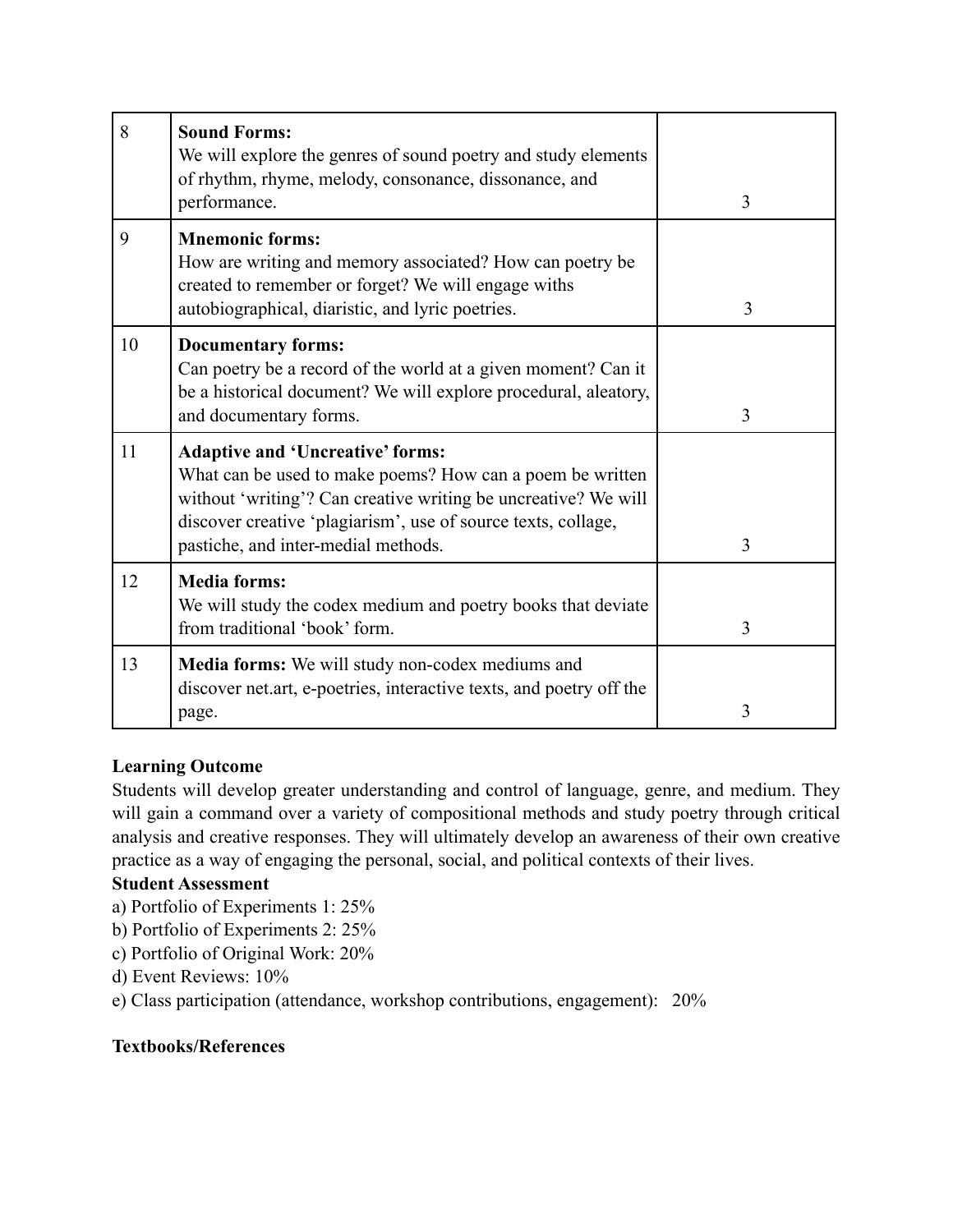| | | |
|---|---|---|
| 8 | **Sound Forms:** We will explore the genres of sound poetry and study elements of rhythm, rhyme, melody, consonance, dissonance, and performance. | 3 |
| 9 | **Mnemonic forms:** How are writing and memory associated? How can poetry be created to remember or forget? We will engage withs autobiographical, diaristic, and lyric poetries. | 3 |
| 10 | **Documentary forms:** Can poetry be a record of the world at a given moment? Can it be a historical document? We will explore procedural, aleatory, and documentary forms. | 3 |
| 11 | **Adaptive and 'Uncreative' forms:** What can be used to make poems? How can a poem be written without 'writing'? Can creative writing be uncreative? We will discover creative 'plagiarism', use of source texts, collage, pastiche, and inter-medial methods. | 3 |
| 12 | **Media forms:** We will study the codex medium and poetry books that deviate from traditional 'book' form. | 3 |
| 13 | **Media forms:** We will study non-codex mediums and discover net.art, e-poetries, interactive texts, and poetry off the page. | 3 |

**Learning Outcome**

Students will develop greater understanding and control of language, genre, and medium. They will gain a command over a variety of compositional methods and study poetry through critical analysis and creative responses. They will ultimately develop an awareness of their own creative practice as a way of engaging the personal, social, and political contexts of their lives.

**Student Assessment**

a) Portfolio of Experiments 1: 25%
b) Portfolio of Experiments 2: 25%
c) Portfolio of Original Work: 20%
d) Event Reviews: 10%
e) Class participation (attendance, workshop contributions, engagement): 20%

**Textbooks/References**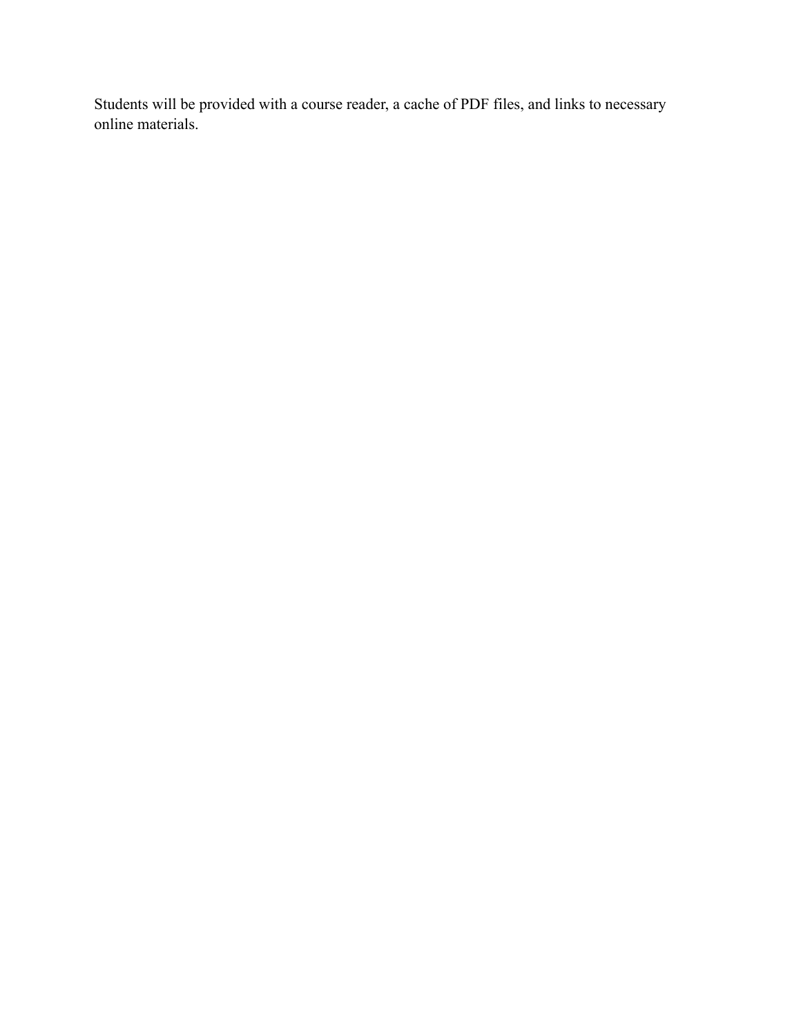Students will be provided with a course reader, a cache of PDF files, and links to necessary online materials.